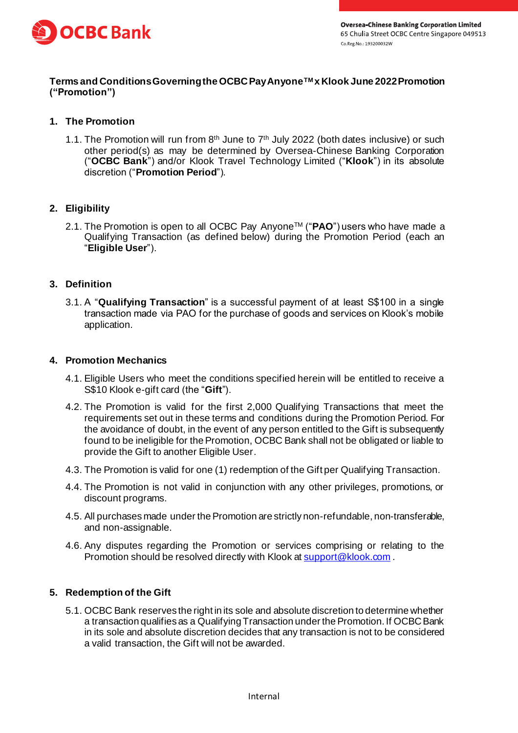Oversea-Chinese Banking Corporation Limited
65 Chulia Street OCBC Centre Singapore 049513
Co.Reg.No.: 193200032W

**Terms and Conditions Governing the OCBC Pay Anyone™ x Klook June 2022 Promotion ("Promotion")**

## 1. The Promotion

1.1. The Promotion will run from 8th June to 7th July 2022 (both dates inclusive) or such other period(s) as may be determined by Oversea-Chinese Banking Corporation ("**OCBC Bank**") and/or Klook Travel Technology Limited ("**Klook**") in its absolute discretion ("**Promotion Period**").

## 2. Eligibility

2.1. The Promotion is open to all OCBC Pay Anyone™ ("**PAO**") users who have made a Qualifying Transaction (as defined below) during the Promotion Period (each an "**Eligible User**").

## 3. Definition

3.1. A "**Qualifying Transaction**" is a successful payment of at least S$100 in a single transaction made via PAO for the purchase of goods and services on Klook's mobile application.

## 4. Promotion Mechanics

4.1. Eligible Users who meet the conditions specified herein will be entitled to receive a S$10 Klook e-gift card (the "**Gift**").

4.2. The Promotion is valid for the first 2,000 Qualifying Transactions that meet the requirements set out in these terms and conditions during the Promotion Period. For the avoidance of doubt, in the event of any person entitled to the Gift is subsequently found to be ineligible for the Promotion, OCBC Bank shall not be obligated or liable to provide the Gift to another Eligible User.

4.3. The Promotion is valid for one (1) redemption of the Gift per Qualifying Transaction.

4.4. The Promotion is not valid in conjunction with any other privileges, promotions, or discount programs.

4.5. All purchases made under the Promotion are strictly non-refundable, non-transferable, and non-assignable.

4.6. Any disputes regarding the Promotion or services comprising or relating to the Promotion should be resolved directly with Klook at support@klook.com .

## 5. Redemption of the Gift

5.1. OCBC Bank reserves the right in its sole and absolute discretion to determine whether a transaction qualifies as a Qualifying Transaction under the Promotion. If OCBC Bank in its sole and absolute discretion decides that any transaction is not to be considered a valid transaction, the Gift will not be awarded.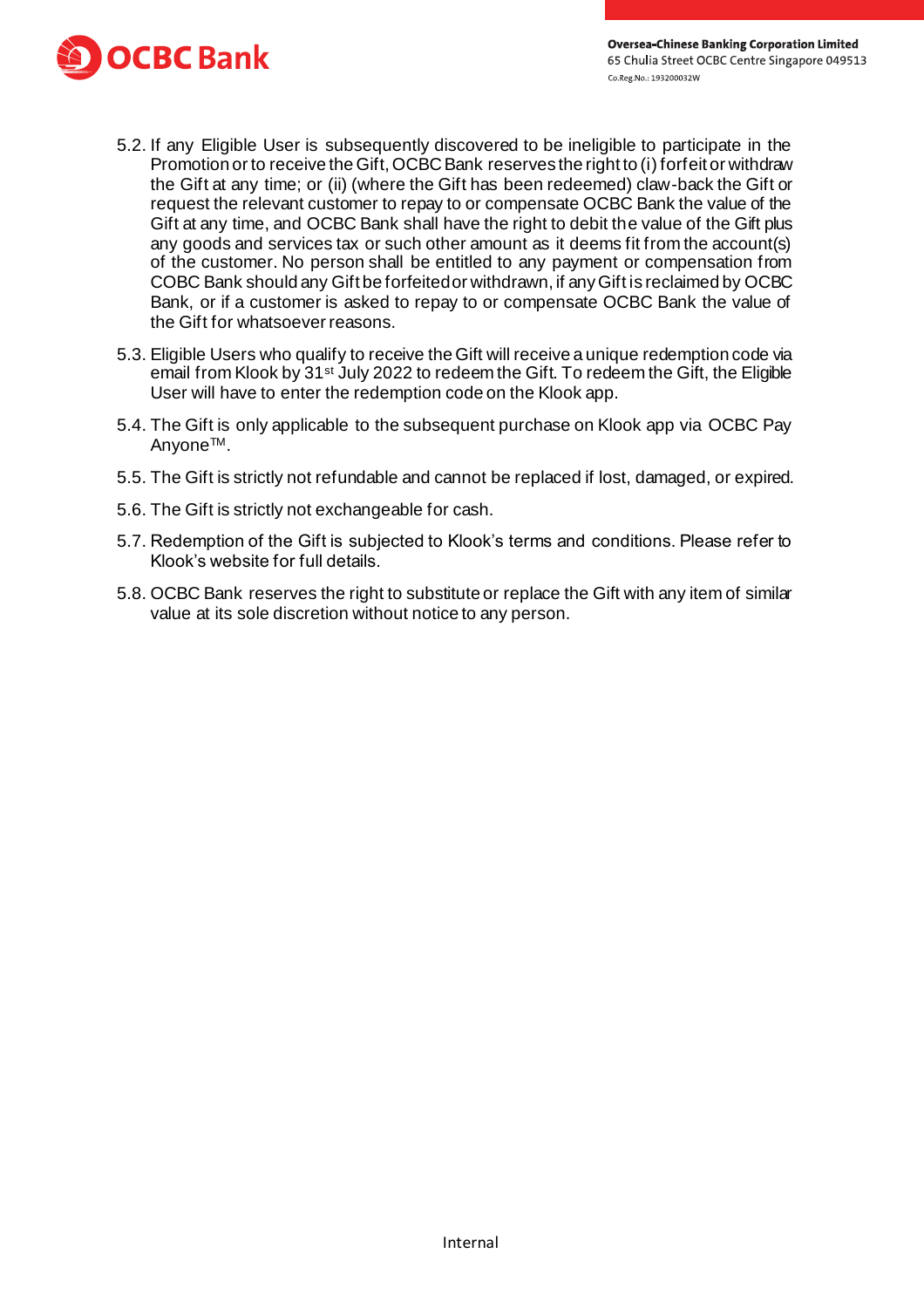5.2. If any Eligible User is subsequently discovered to be ineligible to participate in the Promotion or to receive the Gift, OCBC Bank reserves the right to (i) forfeit or withdraw the Gift at any time; or (ii) (where the Gift has been redeemed) claw-back the Gift or request the relevant customer to repay to or compensate OCBC Bank the value of the Gift at any time, and OCBC Bank shall have the right to debit the value of the Gift plus any goods and services tax or such other amount as it deems fit from the account(s) of the customer. No person shall be entitled to any payment or compensation from COBC Bank should any Gift be forfeited or withdrawn, if any Gift is reclaimed by OCBC Bank, or if a customer is asked to repay to or compensate OCBC Bank the value of the Gift for whatsoever reasons.

5.3. Eligible Users who qualify to receive the Gift will receive a unique redemption code via email from Klook by 31st July 2022 to redeem the Gift. To redeem the Gift, the Eligible User will have to enter the redemption code on the Klook app.

5.4. The Gift is only applicable to the subsequent purchase on Klook app via OCBC Pay Anyone™.

5.5. The Gift is strictly not refundable and cannot be replaced if lost, damaged, or expired.

5.6. The Gift is strictly not exchangeable for cash.

5.7. Redemption of the Gift is subjected to Klook's terms and conditions. Please refer to Klook's website for full details.

5.8. OCBC Bank reserves the right to substitute or replace the Gift with any item of similar value at its sole discretion without notice to any person.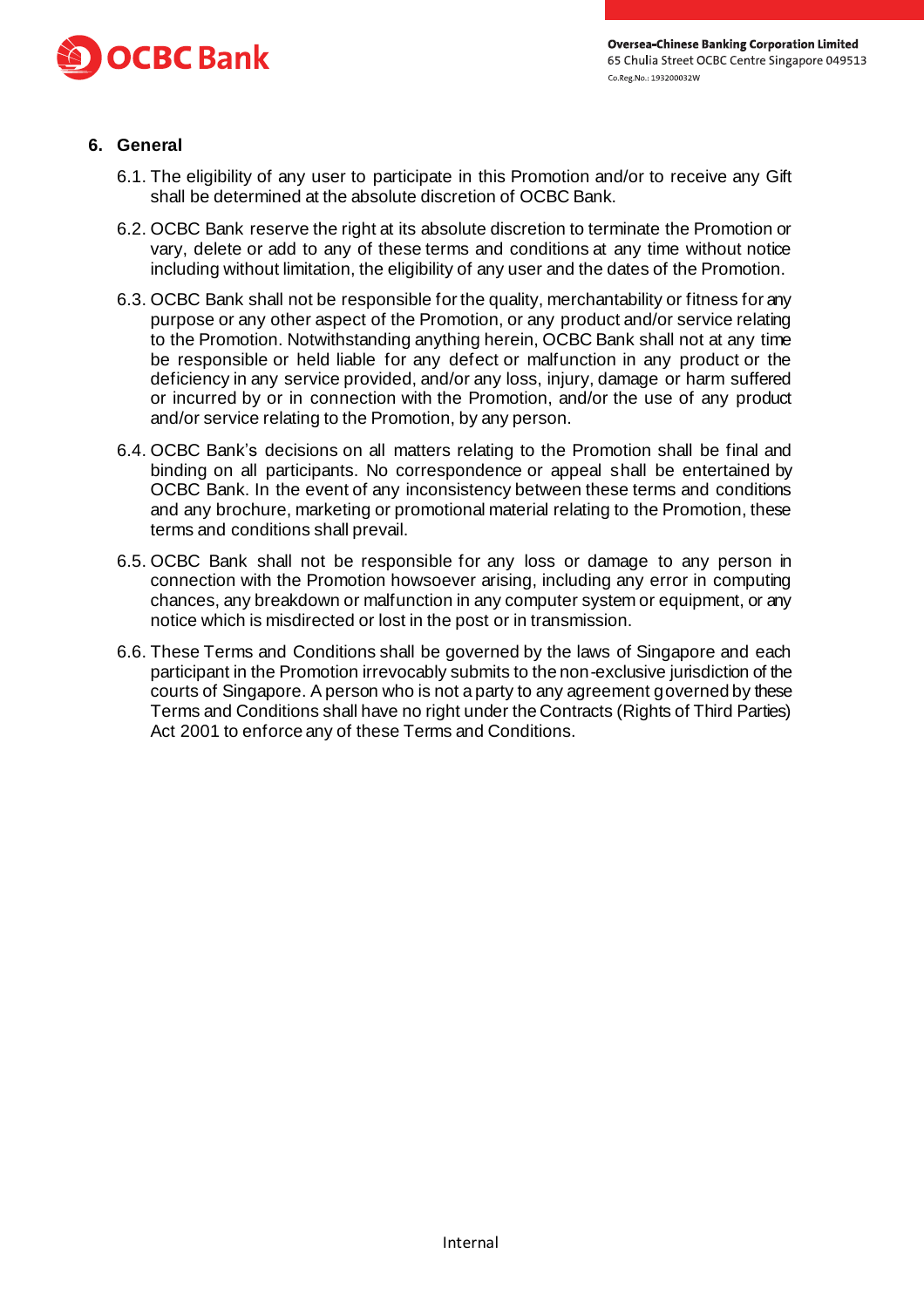## 6. General

6.1. The eligibility of any user to participate in this Promotion and/or to receive any Gift shall be determined at the absolute discretion of OCBC Bank.

6.2. OCBC Bank reserve the right at its absolute discretion to terminate the Promotion or vary, delete or add to any of these terms and conditions at any time without notice including without limitation, the eligibility of any user and the dates of the Promotion.

6.3. OCBC Bank shall not be responsible for the quality, merchantability or fitness for any purpose or any other aspect of the Promotion, or any product and/or service relating to the Promotion. Notwithstanding anything herein, OCBC Bank shall not at any time be responsible or held liable for any defect or malfunction in any product or the deficiency in any service provided, and/or any loss, injury, damage or harm suffered or incurred by or in connection with the Promotion, and/or the use of any product and/or service relating to the Promotion, by any person.

6.4. OCBC Bank's decisions on all matters relating to the Promotion shall be final and binding on all participants. No correspondence or appeal shall be entertained by OCBC Bank. In the event of any inconsistency between these terms and conditions and any brochure, marketing or promotional material relating to the Promotion, these terms and conditions shall prevail.

6.5. OCBC Bank shall not be responsible for any loss or damage to any person in connection with the Promotion howsoever arising, including any error in computing chances, any breakdown or malfunction in any computer system or equipment, or any notice which is misdirected or lost in the post or in transmission.

6.6. These Terms and Conditions shall be governed by the laws of Singapore and each participant in the Promotion irrevocably submits to the non-exclusive jurisdiction of the courts of Singapore. A person who is not a party to any agreement governed by these Terms and Conditions shall have no right under the Contracts (Rights of Third Parties) Act 2001 to enforce any of these Terms and Conditions.